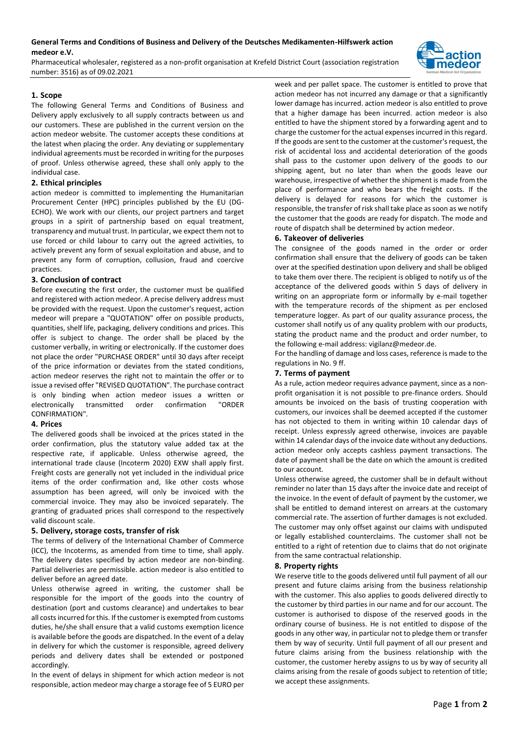**General Terms and Conditions of Business and Delivery of the Deutsches Medikamenten-Hilfswerk action medeor e.V.**

Pharmaceutical wholesaler, registered as a non-profit organisation at Krefeld District Court (association registration number: 3516) as of 09.02.2021

### 1. Scope

The following General Terms and Conditions of Business and Delivery apply exclusively to all supply contracts between us and our customers. These are published in the current version on the action medeor website. The customer accepts these conditions at the latest when placing the order. Any deviating or supplementary individual agreements must be recorded in writing for the purposes of proof. Unless otherwise agreed, these shall only apply to the individual case.

### 2. Ethical principles

action medeor is committed to implementing the Humanitarian Procurement Center (HPC) principles published by the EU (DG-ECHO). We work with our clients, our project partners and target groups in a spirit of partnership based on equal treatment, transparency and mutual trust. In particular, we expect them not to use forced or child labour to carry out the agreed activities, to actively prevent any form of sexual exploitation and abuse, and to prevent any form of corruption, collusion, fraud and coercive practices.

### 3. Conclusion of contract

Before executing the first order, the customer must be qualified and registered with action medeor. A precise delivery address must be provided with the request. Upon the customer's request, action medeor will prepare a "QUOTATION" offer on possible products, quantities, shelf life, packaging, delivery conditions and prices. This offer is subject to change. The order shall be placed by the customer verbally, in writing or electronically. If the customer does not place the order "PURCHASE ORDER" until 30 days after receipt of the price information or deviates from the stated conditions, action medeor reserves the right not to maintain the offer or to issue a revised offer "REVISED QUOTATION". The purchase contract is only binding when action medeor issues a written or electronically transmitted order confirmation "ORDER CONFIRMATION".

### 4. Prices

The delivered goods shall be invoiced at the prices stated in the order confirmation, plus the statutory value added tax at the respective rate, if applicable. Unless otherwise agreed, the international trade clause (Incoterm 2020) EXW shall apply first. Freight costs are generally not yet included in the individual price items of the order confirmation and, like other costs whose assumption has been agreed, will only be invoiced with the commercial invoice. They may also be invoiced separately. The granting of graduated prices shall correspond to the respectively valid discount scale.

### 5. Delivery, storage costs, transfer of risk

The terms of delivery of the International Chamber of Commerce (ICC), the Incoterms, as amended from time to time, shall apply. The delivery dates specified by action medeor are non-binding. Partial deliveries are permissible. action medeor is also entitled to deliver before an agreed date.

Unless otherwise agreed in writing, the customer shall be responsible for the import of the goods into the country of destination (port and customs clearance) and undertakes to bear all costs incurred for this. If the customer is exempted from customs duties, he/she shall ensure that a valid customs exemption licence is available before the goods are dispatched. In the event of a delay in delivery for which the customer is responsible, agreed delivery periods and delivery dates shall be extended or postponed accordingly.

In the event of delays in shipment for which action medeor is not responsible, action medeor may charge a storage fee of 5 EURO per week and per pallet space. The customer is entitled to prove that action medeor has not incurred any damage or that a significantly lower damage has incurred. action medeor is also entitled to prove that a higher damage has been incurred. action medeor is also entitled to have the shipment stored by a forwarding agent and to charge the customer for the actual expenses incurred in this regard. If the goods are sent to the customer at the customer's request, the risk of accidental loss and accidental deterioration of the goods shall pass to the customer upon delivery of the goods to our shipping agent, but no later than when the goods leave our warehouse, irrespective of whether the shipment is made from the place of performance and who bears the freight costs. If the delivery is delayed for reasons for which the customer is responsible, the transfer of risk shall take place as soon as we notify the customer that the goods are ready for dispatch. The mode and route of dispatch shall be determined by action medeor.

### 6. Takeover of deliveries

The consignee of the goods named in the order or order confirmation shall ensure that the delivery of goods can be taken over at the specified destination upon delivery and shall be obliged to take them over there. The recipient is obliged to notify us of the acceptance of the delivered goods within 5 days of delivery in writing on an appropriate form or informally by e-mail together with the temperature records of the shipment as per enclosed temperature logger. As part of our quality assurance process, the customer shall notify us of any quality problem with our products, stating the product name and the product and order number, to the following e-mail address: vigilanz@medeor.de.

For the handling of damage and loss cases, reference is made to the regulations in No. 9 ff.

### 7. Terms of payment

As a rule, action medeor requires advance payment, since as a non-profit organisation it is not possible to pre-finance orders. Should amounts be invoiced on the basis of trusting cooperation with customers, our invoices shall be deemed accepted if the customer has not objected to them in writing within 10 calendar days of receipt. Unless expressly agreed otherwise, invoices are payable within 14 calendar days of the invoice date without any deductions. action medeor only accepts cashless payment transactions. The date of payment shall be the date on which the amount is credited to our account.

Unless otherwise agreed, the customer shall be in default without reminder no later than 15 days after the invoice date and receipt of the invoice. In the event of default of payment by the customer, we shall be entitled to demand interest on arrears at the customary commercial rate. The assertion of further damages is not excluded. The customer may only offset against our claims with undisputed or legally established counterclaims. The customer shall not be entitled to a right of retention due to claims that do not originate from the same contractual relationship.

### 8. Property rights

We reserve title to the goods delivered until full payment of all our present and future claims arising from the business relationship with the customer. This also applies to goods delivered directly to the customer by third parties in our name and for our account. The customer is authorised to dispose of the reserved goods in the ordinary course of business. He is not entitled to dispose of the goods in any other way, in particular not to pledge them or transfer them by way of security. Until full payment of all our present and future claims arising from the business relationship with the customer, the customer hereby assigns to us by way of security all claims arising from the resale of goods subject to retention of title; we accept these assignments.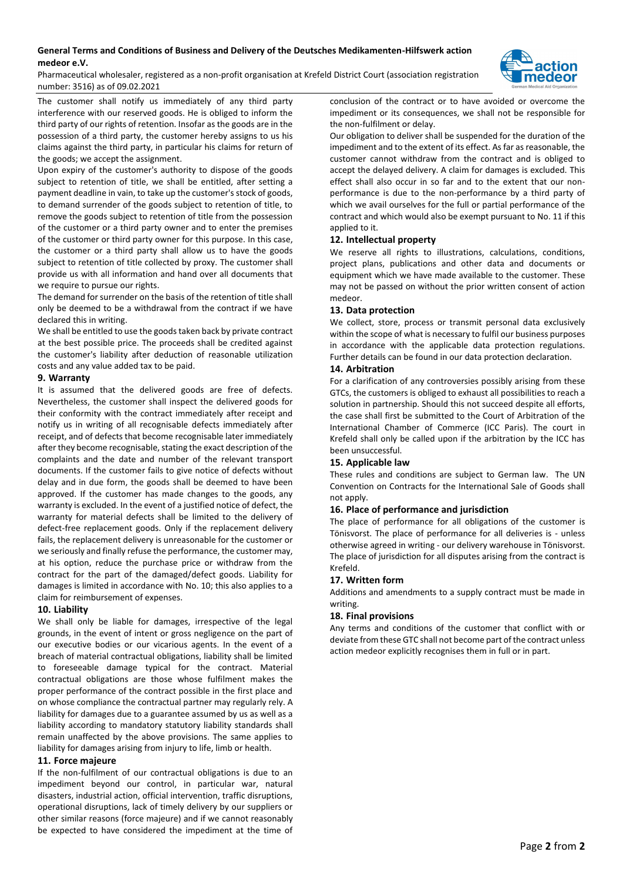The customer shall notify us immediately of any third party interference with our reserved goods. He is obliged to inform the third party of our rights of retention. Insofar as the goods are in the possession of a third party, the customer hereby assigns to us his claims against the third party, in particular his claims for return of the goods; we accept the assignment.

Upon expiry of the customer's authority to dispose of the goods subject to retention of title, we shall be entitled, after setting a payment deadline in vain, to take up the customer's stock of goods, to demand surrender of the goods subject to retention of title, to remove the goods subject to retention of title from the possession of the customer or a third party owner and to enter the premises of the customer or third party owner for this purpose. In this case, the customer or a third party shall allow us to have the goods subject to retention of title collected by proxy. The customer shall provide us with all information and hand over all documents that we require to pursue our rights.

The demand for surrender on the basis of the retention of title shall only be deemed to be a withdrawal from the contract if we have declared this in writing.

We shall be entitled to use the goods taken back by private contract at the best possible price. The proceeds shall be credited against the customer's liability after deduction of reasonable utilization costs and any value added tax to be paid.

### 9. Warranty

It is assumed that the delivered goods are free of defects. Nevertheless, the customer shall inspect the delivered goods for their conformity with the contract immediately after receipt and notify us in writing of all recognisable defects immediately after receipt, and of defects that become recognisable later immediately after they become recognisable, stating the exact description of the complaints and the date and number of the relevant transport documents. If the customer fails to give notice of defects without delay and in due form, the goods shall be deemed to have been approved. If the customer has made changes to the goods, any warranty is excluded. In the event of a justified notice of defect, the warranty for material defects shall be limited to the delivery of defect-free replacement goods. Only if the replacement delivery fails, the replacement delivery is unreasonable for the customer or we seriously and finally refuse the performance, the customer may, at his option, reduce the purchase price or withdraw from the contract for the part of the damaged/defect goods. Liability for damages is limited in accordance with No. 10; this also applies to a claim for reimbursement of expenses.

### 10. Liability

We shall only be liable for damages, irrespective of the legal grounds, in the event of intent or gross negligence on the part of our executive bodies or our vicarious agents. In the event of a breach of material contractual obligations, liability shall be limited to foreseeable damage typical for the contract. Material contractual obligations are those whose fulfilment makes the proper performance of the contract possible in the first place and on whose compliance the contractual partner may regularly rely. A liability for damages due to a guarantee assumed by us as well as a liability according to mandatory statutory liability standards shall remain unaffected by the above provisions. The same applies to liability for damages arising from injury to life, limb or health.

### 11. Force majeure

If the non-fulfilment of our contractual obligations is due to an impediment beyond our control, in particular war, natural disasters, industrial action, official intervention, traffic disruptions, operational disruptions, lack of timely delivery by our suppliers or other similar reasons (force majeure) and if we cannot reasonably be expected to have considered the impediment at the time of conclusion of the contract or to have avoided or overcome the impediment or its consequences, we shall not be responsible for the non-fulfilment or delay.

Our obligation to deliver shall be suspended for the duration of the impediment and to the extent of its effect. As far as reasonable, the customer cannot withdraw from the contract and is obliged to accept the delayed delivery. A claim for damages is excluded. This effect shall also occur in so far and to the extent that our non-performance is due to the non-performance by a third party of which we avail ourselves for the full or partial performance of the contract and which would also be exempt pursuant to No. 11 if this applied to it.

### 12. Intellectual property

We reserve all rights to illustrations, calculations, conditions, project plans, publications and other data and documents or equipment which we have made available to the customer. These may not be passed on without the prior written consent of action medeor.

### 13. Data protection

We collect, store, process or transmit personal data exclusively within the scope of what is necessary to fulfil our business purposes in accordance with the applicable data protection regulations. Further details can be found in our data protection declaration.

### 14. Arbitration

For a clarification of any controversies possibly arising from these GTCs, the customers is obliged to exhaust all possibilities to reach a solution in partnership. Should this not succeed despite all efforts, the case shall first be submitted to the Court of Arbitration of the International Chamber of Commerce (ICC Paris). The court in Krefeld shall only be called upon if the arbitration by the ICC has been unsuccessful.

### 15. Applicable law

These rules and conditions are subject to German law. The UN Convention on Contracts for the International Sale of Goods shall not apply.

### 16. Place of performance and jurisdiction

The place of performance for all obligations of the customer is Tönisvorst. The place of performance for all deliveries is - unless otherwise agreed in writing - our delivery warehouse in Tönisvorst. The place of jurisdiction for all disputes arising from the contract is Krefeld.

### 17. Written form

Additions and amendments to a supply contract must be made in writing.

### 18. Final provisions

Any terms and conditions of the customer that conflict with or deviate from these GTC shall not become part of the contract unless action medeor explicitly recognises them in full or in part.